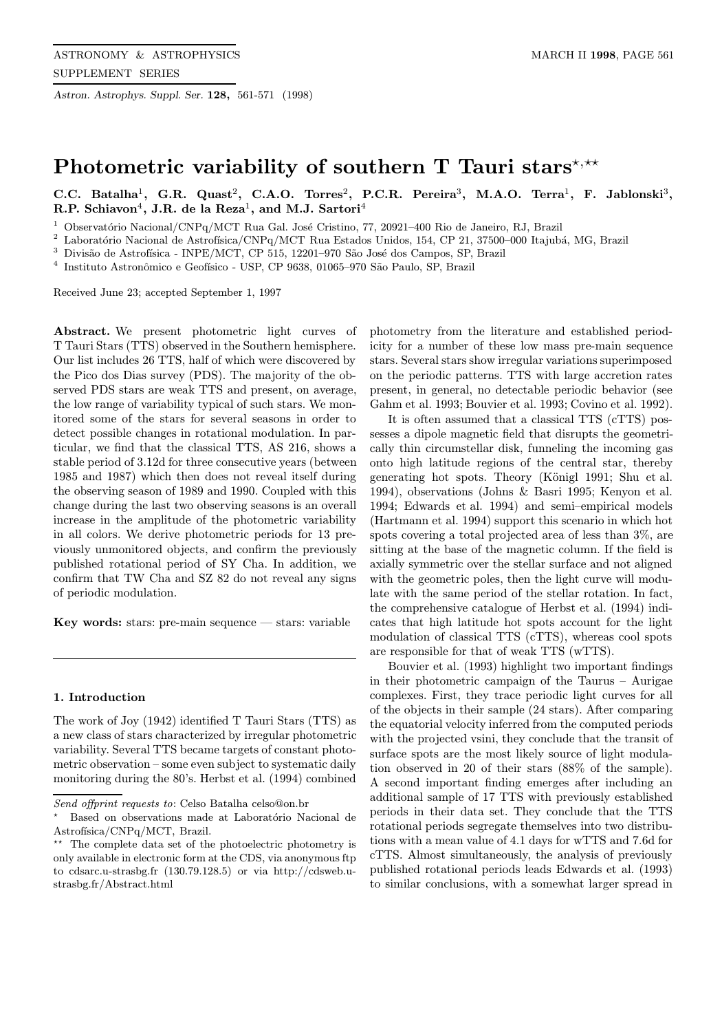# Photometric variability of southern T Tauri stars[⋆,⋆⋆]

**C.C. Batalha[1], G.R. Quast[2], C.A.O. Torres[2], P.C.R. Pereira[3], M.A.O. Terra[1], F. Jablonski[3], R.P. Schiavon[4], J.R. de la Reza[1], and M.J. Sartori[4]**

[1] Observatório Nacional/CNPq/MCT Rua Gal. José Cristino, 77, 20921–400 Rio de Janeiro, RJ, Brazil

[2] Laboratório Nacional de Astrofísica/CNPq/MCT Rua Estados Unidos, 154, CP 21, 37500–000 Itajubá, MG, Brazil

[3] Divisão de Astrofísica - INPE/MCT, CP 515, 12201–970 São José dos Campos, SP, Brazil

[4] Instituto Astronômico e Geofísico - USP, CP 9638, 01065–970 São Paulo, SP, Brazil

Received June 23; accepted September 1, 1997

**Abstract.** We present photometric light curves of T Tauri Stars (TTS) observed in the Southern hemisphere. Our list includes 26 TTS, half of which were discovered by the Pico dos Dias survey (PDS). The majority of the observed PDS stars are weak TTS and present, on average, the low range of variability typical of such stars. We monitored some of the stars for several seasons in order to detect possible changes in rotational modulation. In particular, we find that the classical TTS, AS 216, shows a stable period of 3.12d for three consecutive years (between 1985 and 1987) which then does not reveal itself during the observing season of 1989 and 1990. Coupled with this change during the last two observing seasons is an overall increase in the amplitude of the photometric variability in all colors. We derive photometric periods for 13 previously unmonitored objects, and confirm the previously published rotational period of SY Cha. In addition, we confirm that TW Cha and SZ 82 do not reveal any signs of periodic modulation.

**Key words:** stars: pre-main sequence — stars: variable

## 1. Introduction

The work of Joy (1942) identified T Tauri Stars (TTS) as a new class of stars characterized by irregular photometric variability. Several TTS became targets of constant photometric observation – some even subject to systematic daily monitoring during the 80's. Herbst et al. (1994) combined photometry from the literature and established periodicity for a number of these low mass pre-main sequence stars. Several stars show irregular variations superimposed on the periodic patterns. TTS with large accretion rates present, in general, no detectable periodic behavior (see Gahm et al. 1993; Bouvier et al. 1993; Covino et al. 1992).

It is often assumed that a classical TTS (cTTS) possesses a dipole magnetic field that disrupts the geometrically thin circumstellar disk, funneling the incoming gas onto high latitude regions of the central star, thereby generating hot spots. Theory (Königl 1991; Shu et al. 1994), observations (Johns & Basri 1995; Kenyon et al. 1994; Edwards et al. 1994) and semi–empirical models (Hartmann et al. 1994) support this scenario in which hot spots covering a total projected area of less than 3%, are sitting at the base of the magnetic column. If the field is axially symmetric over the stellar surface and not aligned with the geometric poles, then the light curve will modulate with the same period of the stellar rotation. In fact, the comprehensive catalogue of Herbst et al. (1994) indicates that high latitude hot spots account for the light modulation of classical TTS (cTTS), whereas cool spots are responsible for that of weak TTS (wTTS).

Bouvier et al. (1993) highlight two important findings in their photometric campaign of the Taurus – Aurigae complexes. First, they trace periodic light curves for all of the objects in their sample (24 stars). After comparing the equatorial velocity inferred from the computed periods with the projected vsini, they conclude that the transit of surface spots are the most likely source of light modulation observed in 20 of their stars (88% of the sample). A second important finding emerges after including an additional sample of 17 TTS with previously established periods in their data set. They conclude that the TTS rotational periods segregate themselves into two distributions with a mean value of 4.1 days for wTTS and 7.6d for cTTS. Almost simultaneously, the analysis of previously published rotational periods leads Edwards et al. (1993) to similar conclusions, with a somewhat larger spread in

---

*Send offprint requests to*: Celso Batalha celso@on.br

⋆ Based on observations made at Laboratório Nacional de Astrofísica/CNPq/MCT, Brazil.

⋆⋆ The complete data set of the photoelectric photometry is only available in electronic form at the CDS, via anonymous ftp to cdsarc.u-strasbg.fr (130.79.128.5) or via http://cdsweb.u-strasbg.fr/Abstract.html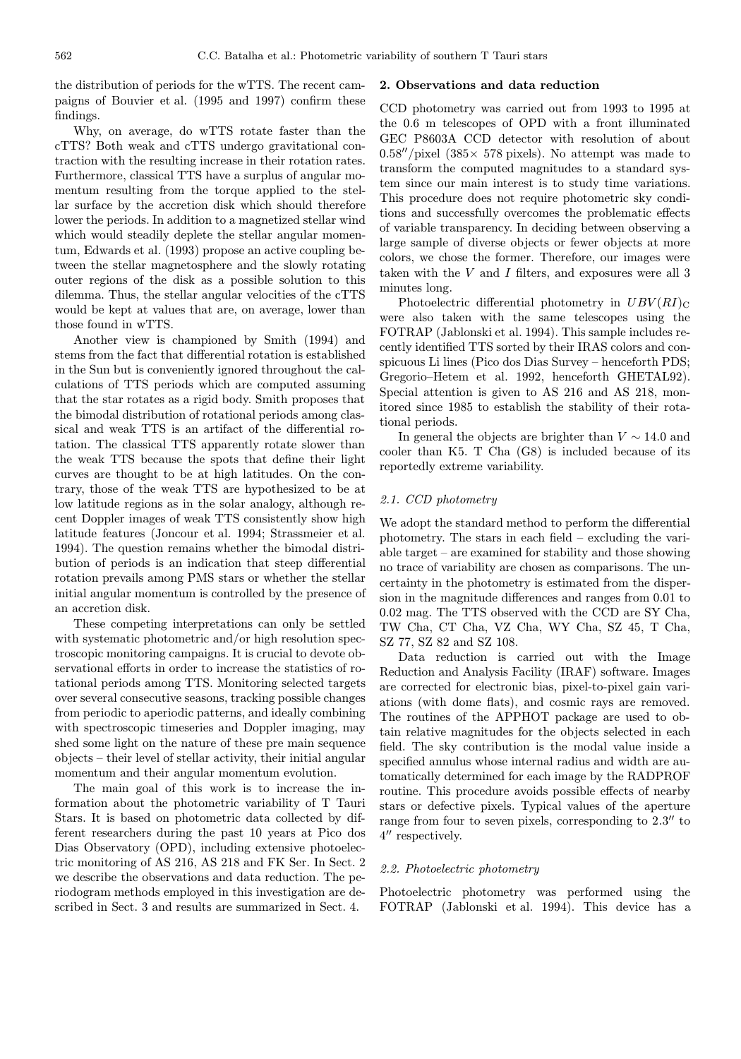the distribution of periods for the wTTS. The recent campaigns of Bouvier et al. (1995 and 1997) confirm these findings.

Why, on average, do wTTS rotate faster than the cTTS? Both weak and cTTS undergo gravitational contraction with the resulting increase in their rotation rates. Furthermore, classical TTS have a surplus of angular momentum resulting from the torque applied to the stellar surface by the accretion disk which should therefore lower the periods. In addition to a magnetized stellar wind which would steadily deplete the stellar angular momentum, Edwards et al. (1993) propose an active coupling between the stellar magnetosphere and the slowly rotating outer regions of the disk as a possible solution to this dilemma. Thus, the stellar angular velocities of the cTTS would be kept at values that are, on average, lower than those found in wTTS.

Another view is championed by Smith (1994) and stems from the fact that differential rotation is established in the Sun but is conveniently ignored throughout the calculations of TTS periods which are computed assuming that the star rotates as a rigid body. Smith proposes that the bimodal distribution of rotational periods among classical and weak TTS is an artifact of the differential rotation. The classical TTS apparently rotate slower than the weak TTS because the spots that define their light curves are thought to be at high latitudes. On the contrary, those of the weak TTS are hypothesized to be at low latitude regions as in the solar analogy, although recent Doppler images of weak TTS consistently show high latitude features (Joncour et al. 1994; Strassmeier et al. 1994). The question remains whether the bimodal distribution of periods is an indication that steep differential rotation prevails among PMS stars or whether the stellar initial angular momentum is controlled by the presence of an accretion disk.

These competing interpretations can only be settled with systematic photometric and/or high resolution spectroscopic monitoring campaigns. It is crucial to devote observational efforts in order to increase the statistics of rotational periods among TTS. Monitoring selected targets over several consecutive seasons, tracking possible changes from periodic to aperiodic patterns, and ideally combining with spectroscopic timeseries and Doppler imaging, may shed some light on the nature of these pre main sequence objects – their level of stellar activity, their initial angular momentum and their angular momentum evolution.

The main goal of this work is to increase the information about the photometric variability of T Tauri Stars. It is based on photometric data collected by different researchers during the past 10 years at Pico dos Dias Observatory (OPD), including extensive photoelectric monitoring of AS 216, AS 218 and FK Ser. In Sect. 2 we describe the observations and data reduction. The periodogram methods employed in this investigation are described in Sect. 3 and results are summarized in Sect. 4.

## 2. Observations and data reduction

CCD photometry was carried out from 1993 to 1995 at the 0.6 m telescopes of OPD with a front illuminated GEC P8603A CCD detector with resolution of about $0.58''$/pixel ($385\times$ 578 pixels). No attempt was made to transform the computed magnitudes to a standard system since our main interest is to study time variations. This procedure does not require photometric sky conditions and successfully overcomes the problematic effects of variable transparency. In deciding between observing a large sample of diverse objects or fewer objects at more colors, we chose the former. Therefore, our images were taken with the $V$ and $I$ filters, and exposures were all 3 minutes long.

Photoelectric differential photometry in $UBV(RI)_{\rm C}$ were also taken with the same telescopes using the FOTRAP (Jablonski et al. 1994). This sample includes recently identified TTS sorted by their IRAS colors and conspicuous Li lines (Pico dos Dias Survey – henceforth PDS; Gregorio–Hetem et al. 1992, henceforth GHETAL92). Special attention is given to AS 216 and AS 218, monitored since 1985 to establish the stability of their rotational periods.

In general the objects are brighter than $V \sim 14.0$ and cooler than K5. T Cha (G8) is included because of its reportedly extreme variability.

### 2.1. CCD photometry

We adopt the standard method to perform the differential photometry. The stars in each field – excluding the variable target – are examined for stability and those showing no trace of variability are chosen as comparisons. The uncertainty in the photometry is estimated from the dispersion in the magnitude differences and ranges from 0.01 to 0.02 mag. The TTS observed with the CCD are SY Cha, TW Cha, CT Cha, VZ Cha, WY Cha, SZ 45, T Cha, SZ 77, SZ 82 and SZ 108.

Data reduction is carried out with the Image Reduction and Analysis Facility (IRAF) software. Images are corrected for electronic bias, pixel-to-pixel gain variations (with dome flats), and cosmic rays are removed. The routines of the APPHOT package are used to obtain relative magnitudes for the objects selected in each field. The sky contribution is the modal value inside a specified annulus whose internal radius and width are automatically determined for each image by the RADPROF routine. This procedure avoids possible effects of nearby stars or defective pixels. Typical values of the aperture range from four to seven pixels, corresponding to $2.3''$ to $4''$ respectively.

### 2.2. Photoelectric photometry

Photoelectric photometry was performed using the FOTRAP (Jablonski et al. 1994). This device has a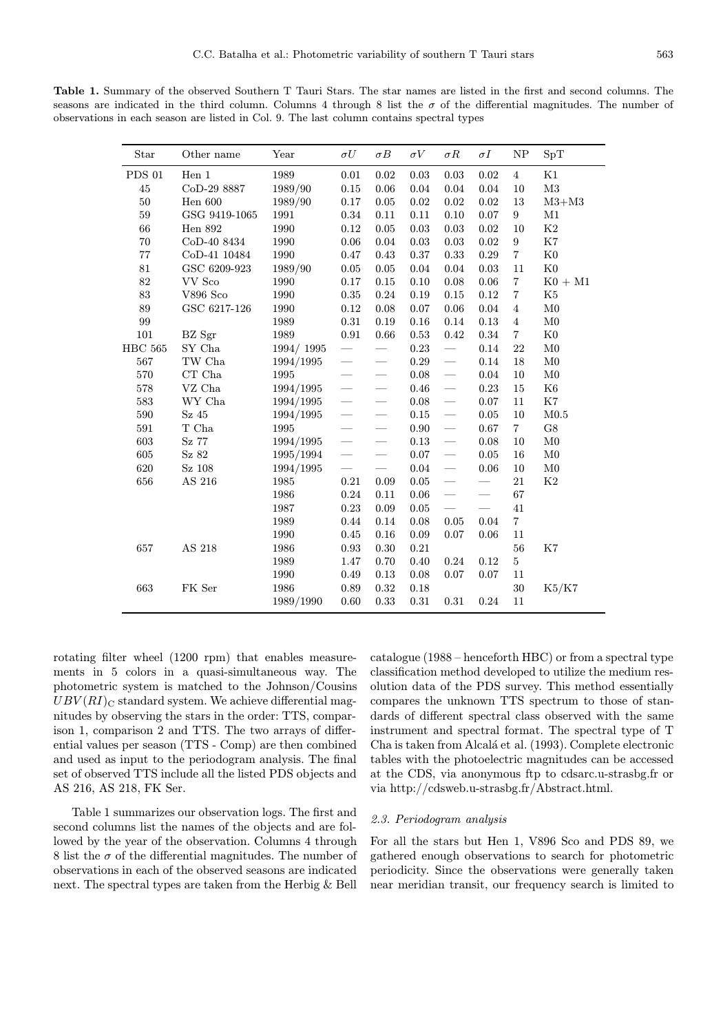**Table 1.** Summary of the observed Southern T Tauri Stars. The star names are listed in the first and second columns. The seasons are indicated in the third column. Columns 4 through 8 list the $\sigma$ of the differential magnitudes. The number of observations in each season are listed in Col. 9. The last column contains spectral types

| Star | Other name | Year | $\sigma U$ | $\sigma B$ | $\sigma V$ | $\sigma R$ | $\sigma I$ | NP | SpT |
|---|---|---|---|---|---|---|---|---|---|
| PDS 01 | Hen 1 | 1989 | 0.01 | 0.02 | 0.03 | 0.03 | 0.02 | 4 | K1 |
| 45 | CoD-29 8887 | 1989/90 | 0.15 | 0.06 | 0.04 | 0.04 | 0.04 | 10 | M3 |
| 50 | Hen 600 | 1989/90 | 0.17 | 0.05 | 0.02 | 0.02 | 0.02 | 13 | M3+M3 |
| 59 | GSG 9419-1065 | 1991 | 0.34 | 0.11 | 0.11 | 0.10 | 0.07 | 9 | M1 |
| 66 | Hen 892 | 1990 | 0.12 | 0.05 | 0.03 | 0.03 | 0.02 | 10 | K2 |
| 70 | CoD-40 8434 | 1990 | 0.06 | 0.04 | 0.03 | 0.03 | 0.02 | 9 | K7 |
| 77 | CoD-41 10484 | 1990 | 0.47 | 0.43 | 0.37 | 0.33 | 0.29 | 7 | K0 |
| 81 | GSC 6209-923 | 1989/90 | 0.05 | 0.05 | 0.04 | 0.04 | 0.03 | 11 | K0 |
| 82 | VV Sco | 1990 | 0.17 | 0.15 | 0.10 | 0.08 | 0.06 | 7 | K0 + M1 |
| 83 | V896 Sco | 1990 | 0.35 | 0.24 | 0.19 | 0.15 | 0.12 | 7 | K5 |
| 89 | GSC 6217-126 | 1990 | 0.12 | 0.08 | 0.07 | 0.06 | 0.04 | 4 | M0 |
| 99 | | 1989 | 0.31 | 0.19 | 0.16 | 0.14 | 0.13 | 4 | M0 |
| 101 | BZ Sgr | 1989 | 0.91 | 0.66 | 0.53 | 0.42 | 0.34 | 7 | K0 |
| HBC 565 | SY Cha | 1994/ 1995 | — | — | 0.23 | — | 0.14 | 22 | M0 |
| 567 | TW Cha | 1994/1995 | — | — | 0.29 | — | 0.14 | 18 | M0 |
| 570 | CT Cha | 1995 | — | — | 0.08 | — | 0.04 | 10 | M0 |
| 578 | VZ Cha | 1994/1995 | — | — | 0.46 | — | 0.23 | 15 | K6 |
| 583 | WY Cha | 1994/1995 | — | — | 0.08 | — | 0.07 | 11 | K7 |
| 590 | Sz 45 | 1994/1995 | — | — | 0.15 | — | 0.05 | 10 | M0.5 |
| 591 | T Cha | 1995 | — | — | 0.90 | — | 0.67 | 7 | G8 |
| 603 | Sz 77 | 1994/1995 | — | — | 0.13 | — | 0.08 | 10 | M0 |
| 605 | Sz 82 | 1995/1994 | — | — | 0.07 | — | 0.05 | 16 | M0 |
| 620 | Sz 108 | 1994/1995 | — | — | 0.04 | — | 0.06 | 10 | M0 |
| 656 | AS 216 | 1985 | 0.21 | 0.09 | 0.05 | — | — | 21 | K2 |
| | | 1986 | 0.24 | 0.11 | 0.06 | — | — | 67 | |
| | | 1987 | 0.23 | 0.09 | 0.05 | — | — | 41 | |
| | | 1989 | 0.44 | 0.14 | 0.08 | 0.05 | 0.04 | 7 | |
| | | 1990 | 0.45 | 0.16 | 0.09 | 0.07 | 0.06 | 11 | |
| 657 | AS 218 | 1986 | 0.93 | 0.30 | 0.21 | | | 56 | K7 |
| | | 1989 | 1.47 | 0.70 | 0.40 | 0.24 | 0.12 | 5 | |
| | | 1990 | 0.49 | 0.13 | 0.08 | 0.07 | 0.07 | 11 | |
| 663 | FK Ser | 1986 | 0.89 | 0.32 | 0.18 | | | 30 | K5/K7 |
| | | 1989/1990 | 0.60 | 0.33 | 0.31 | 0.31 | 0.24 | 11 | |

rotating filter wheel (1200 rpm) that enables measurements in 5 colors in a quasi-simultaneous way. The photometric system is matched to the Johnson/Cousins $UBV(RI)_{\rm C}$ standard system. We achieve differential magnitudes by observing the stars in the order: TTS, comparison 1, comparison 2 and TTS. The two arrays of differential values per season (TTS - Comp) are then combined and used as input to the periodogram analysis. The final set of observed TTS include all the listed PDS objects and AS 216, AS 218, FK Ser.

Table 1 summarizes our observation logs. The first and second columns list the names of the objects and are followed by the year of the observation. Columns 4 through 8 list the $\sigma$ of the differential magnitudes. The number of observations in each of the observed seasons are indicated next. The spectral types are taken from the Herbig & Bell catalogue (1988 – henceforth HBC) or from a spectral type classification method developed to utilize the medium resolution data of the PDS survey. This method essentially compares the unknown TTS spectrum to those of standards of different spectral class observed with the same instrument and spectral format. The spectral type of T Cha is taken from Alcalá et al. (1993). Complete electronic tables with the photoelectric magnitudes can be accessed at the CDS, via anonymous ftp to cdsarc.u-strasbg.fr or via http://cdsweb.u-strasbg.fr/Abstract.html.

### *2.3. Periodogram analysis*

For all the stars but Hen 1, V896 Sco and PDS 89, we gathered enough observations to search for photometric periodicity. Since the observations were generally taken near meridian transit, our frequency search is limited to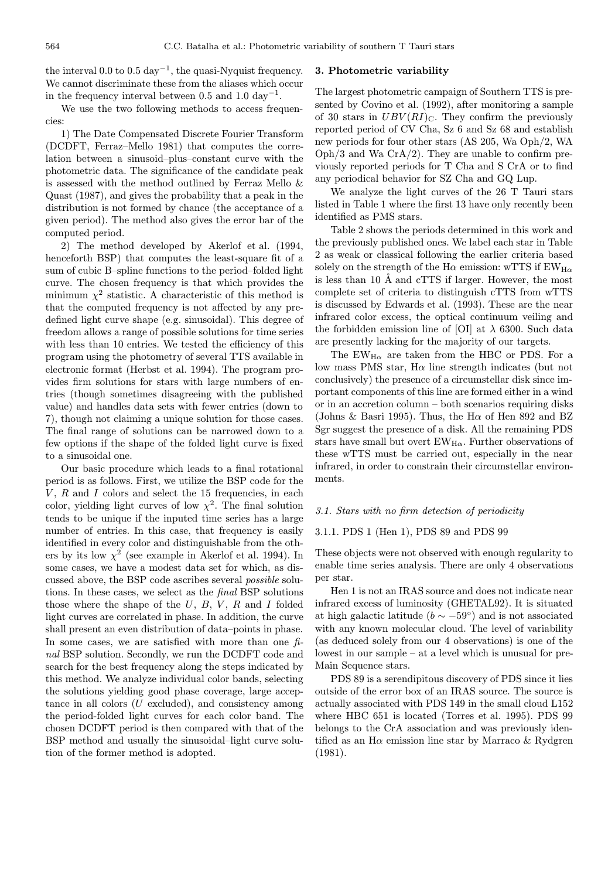the interval 0.0 to 0.5 day$^{-1}$, the quasi-Nyquist frequency. We cannot discriminate these from the aliases which occur in the frequency interval between 0.5 and 1.0 day$^{-1}$.

We use the two following methods to access frequencies:

1) The Date Compensated Discrete Fourier Transform (DCDFT, Ferraz–Mello 1981) that computes the correlation between a sinusoid–plus–constant curve with the photometric data. The significance of the candidate peak is assessed with the method outlined by Ferraz Mello & Quast (1987), and gives the probability that a peak in the distribution is not formed by chance (the acceptance of a given period). The method also gives the error bar of the computed period.

2) The method developed by Akerlof et al. (1994, henceforth BSP) that computes the least-square fit of a sum of cubic B–spline functions to the period–folded light curve. The chosen frequency is that which provides the minimum $\chi^2$ statistic. A characteristic of this method is that the computed frequency is not affected by any predefined light curve shape (e.g. sinusoidal). This degree of freedom allows a range of possible solutions for time series with less than 10 entries. We tested the efficiency of this program using the photometry of several TTS available in electronic format (Herbst et al. 1994). The program provides firm solutions for stars with large numbers of entries (though sometimes disagreeing with the published value) and handles data sets with fewer entries (down to 7), though not claiming a unique solution for those cases. The final range of solutions can be narrowed down to a few options if the shape of the folded light curve is fixed to a sinusoidal one.

Our basic procedure which leads to a final rotational period is as follows. First, we utilize the BSP code for the $V$, $R$ and $I$ colors and select the 15 frequencies, in each color, yielding light curves of low $\chi^2$. The final solution tends to be unique if the inputed time series has a large number of entries. In this case, that frequency is easily identified in every color and distinguishable from the others by its low $\chi^2$ (see example in Akerlof et al. 1994). In some cases, we have a modest data set for which, as discussed above, the BSP code ascribes several *possible* solutions. In these cases, we select as the *final* BSP solutions those where the shape of the $U$, $B$, $V$, $R$ and $I$ folded light curves are correlated in phase. In addition, the curve shall present an even distribution of data–points in phase. In some cases, we are satisfied with more than one *final* BSP solution. Secondly, we run the DCDFT code and search for the best frequency along the steps indicated by this method. We analyze individual color bands, selecting the solutions yielding good phase coverage, large acceptance in all colors ($U$ excluded), and consistency among the period-folded light curves for each color band. The chosen DCDFT period is then compared with that of the BSP method and usually the sinusoidal–light curve solution of the former method is adopted.

## 3. Photometric variability

The largest photometric campaign of Southern TTS is presented by Covino et al. (1992), after monitoring a sample of 30 stars in $UBV(RI)_{\rm C}$. They confirm the previously reported period of CV Cha, Sz 6 and Sz 68 and establish new periods for four other stars (AS 205, Wa Oph/2, WA Oph/3 and Wa CrA/2). They are unable to confirm previously reported periods for T Cha and S CrA or to find any periodical behavior for SZ Cha and GQ Lup.

We analyze the light curves of the 26 T Tauri stars listed in Table 1 where the first 13 have only recently been identified as PMS stars.

Table 2 shows the periods determined in this work and the previously published ones. We label each star in Table 2 as weak or classical following the earlier criteria based solely on the strength of the Hα emission: wTTS if $\mathrm{EW}_{\mathrm{H}\alpha}$ is less than 10 Å and cTTS if larger. However, the most complete set of criteria to distinguish cTTS from wTTS is discussed by Edwards et al. (1993). These are the near infrared color excess, the optical continuum veiling and the forbidden emission line of [OI] at λ 6300. Such data are presently lacking for the majority of our targets.

The $\mathrm{EW}_{\mathrm{H}\alpha}$ are taken from the HBC or PDS. For a low mass PMS star, Hα line strength indicates (but not conclusively) the presence of a circumstellar disk since important components of this line are formed either in a wind or in an accretion column – both scenarios requiring disks (Johns & Basri 1995). Thus, the Hα of Hen 892 and BZ Sgr suggest the presence of a disk. All the remaining PDS stars have small but overt $\mathrm{EW}_{\mathrm{H}\alpha}$. Further observations of these wTTS must be carried out, especially in the near infrared, in order to constrain their circumstellar environments.

### 3.1. Stars with no firm detection of periodicity

#### 3.1.1. PDS 1 (Hen 1), PDS 89 and PDS 99

These objects were not observed with enough regularity to enable time series analysis. There are only 4 observations per star.

Hen 1 is not an IRAS source and does not indicate near infrared excess of luminosity (GHETAL92). It is situated at high galactic latitude ($b \sim -59°$) and is not associated with any known molecular cloud. The level of variability (as deduced solely from our 4 observations) is one of the lowest in our sample – at a level which is unusual for pre-Main Sequence stars.

PDS 89 is a serendipitous discovery of PDS since it lies outside of the error box of an IRAS source. The source is actually associated with PDS 149 in the small cloud L152 where HBC 651 is located (Torres et al. 1995). PDS 99 belongs to the CrA association and was previously identified as an Hα emission line star by Marraco & Rydgren (1981).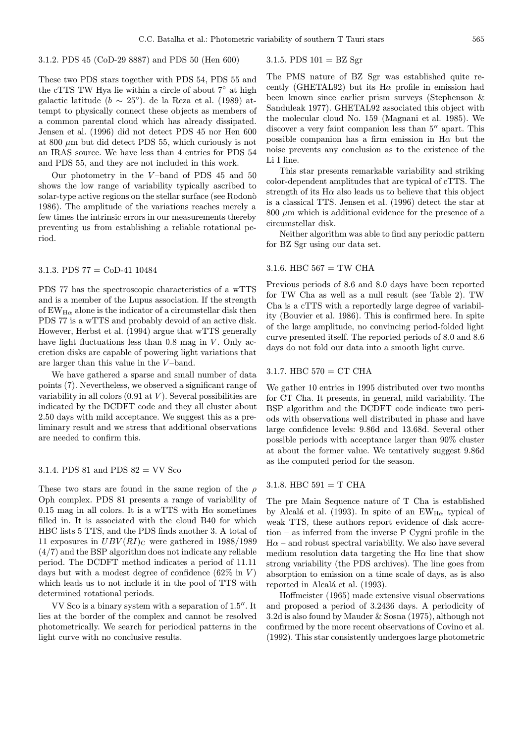#### 3.1.2. PDS 45 (CoD-29 8887) and PDS 50 (Hen 600)

These two PDS stars together with PDS 54, PDS 55 and the cTTS TW Hya lie within a circle of about 7° at high galactic latitude ($b \sim 25°$). de la Reza et al. (1989) attempt to physically connect these objects as members of a common parental cloud which has already dissipated. Jensen et al. (1996) did not detect PDS 45 nor Hen 600 at 800 $\mu$m but did detect PDS 55, which curiously is not an IRAS source. We have less than 4 entries for PDS 54 and PDS 55, and they are not included in this work.

Our photometry in the $V$–band of PDS 45 and 50 shows the low range of variability typically ascribed to solar-type active regions on the stellar surface (see Rodonò 1986). The amplitude of the variations reaches merely a few times the intrinsic errors in our measurements thereby preventing us from establishing a reliable rotational period.

#### 3.1.3. PDS 77 = CoD-41 10484

PDS 77 has the spectroscopic characteristics of a wTTS and is a member of the Lupus association. If the strength of $EW_{H\alpha}$ alone is the indicator of a circumstellar disk then PDS 77 is a wTTS and probably devoid of an active disk. However, Herbst et al. (1994) argue that wTTS generally have light fluctuations less than 0.8 mag in $V$. Only accretion disks are capable of powering light variations that are larger than this value in the $V$–band.

We have gathered a sparse and small number of data points (7). Nevertheless, we observed a significant range of variability in all colors (0.91 at $V$). Several possibilities are indicated by the DCDFT code and they all cluster about 2.50 days with mild acceptance. We suggest this as a preliminary result and we stress that additional observations are needed to confirm this.

#### 3.1.4. PDS 81 and PDS 82 = VV Sco

These two stars are found in the same region of the $\rho$ Oph complex. PDS 81 presents a range of variability of 0.15 mag in all colors. It is a wTTS with H$\alpha$ sometimes filled in. It is associated with the cloud B40 for which HBC lists 5 TTS, and the PDS finds another 3. A total of 11 exposures in $UBV(RI)_C$ were gathered in 1988/1989 (4/7) and the BSP algorithm does not indicate any reliable period. The DCDFT method indicates a period of 11.11 days but with a modest degree of confidence (62% in $V$) which leads us to not include it in the pool of TTS with determined rotational periods.

VV Sco is a binary system with a separation of 1.5″. It lies at the border of the complex and cannot be resolved photometrically. We search for periodical patterns in the light curve with no conclusive results.

#### 3.1.5. PDS 101 = BZ Sgr

The PMS nature of BZ Sgr was established quite recently (GHETAL92) but its H$\alpha$ profile in emission had been known since earlier prism surveys (Stephenson & Sanduleak 1977). GHETAL92 associated this object with the molecular cloud No. 159 (Magnani et al. 1985). We discover a very faint companion less than 5″ apart. This possible companion has a firm emission in H$\alpha$ but the noise prevents any conclusion as to the existence of the Li I line.

This star presents remarkable variability and striking color-dependent amplitudes that are typical of cTTS. The strength of its H$\alpha$ also leads us to believe that this object is a classical TTS. Jensen et al. (1996) detect the star at 800 $\mu$m which is additional evidence for the presence of a circumstellar disk.

Neither algorithm was able to find any periodic pattern for BZ Sgr using our data set.

#### 3.1.6. HBC 567 = TW CHA

Previous periods of 8.6 and 8.0 days have been reported for TW Cha as well as a null result (see Table 2). TW Cha is a cTTS with a reportedly large degree of variability (Bouvier et al. 1986). This is confirmed here. In spite of the large amplitude, no convincing period-folded light curve presented itself. The reported periods of 8.0 and 8.6 days do not fold our data into a smooth light curve.

#### 3.1.7. HBC 570 = CT CHA

We gather 10 entries in 1995 distributed over two months for CT Cha. It presents, in general, mild variability. The BSP algorithm and the DCDFT code indicate two periods with observations well distributed in phase and have large confidence levels: 9.86d and 13.68d. Several other possible periods with acceptance larger than 90% cluster at about the former value. We tentatively suggest 9.86d as the computed period for the season.

#### 3.1.8. HBC 591 = T CHA

The pre Main Sequence nature of T Cha is established by Alcalá et al. (1993). In spite of an $EW_{H\alpha}$ typical of weak TTS, these authors report evidence of disk accretion – as inferred from the inverse P Cygni profile in the H$\alpha$ – and robust spectral variability. We also have several medium resolution data targeting the H$\alpha$ line that show strong variability (the PDS archives). The line goes from absorption to emission on a time scale of days, as is also reported in Alcalá et al. (1993).

Hoffmeister (1965) made extensive visual observations and proposed a period of 3.2436 days. A periodicity of 3.2d is also found by Mauder & Sosna (1975), although not confirmed by the more recent observations of Covino et al. (1992). This star consistently undergoes large photometric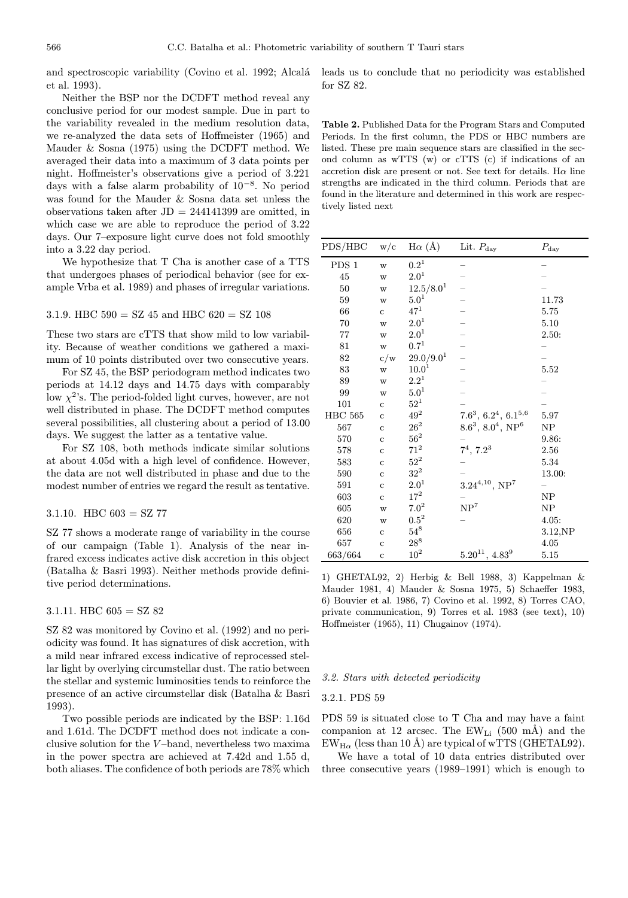and spectroscopic variability (Covino et al. 1992; Alcalá et al. 1993).

Neither the BSP nor the DCDFT method reveal any conclusive period for our modest sample. Due in part to the variability revealed in the medium resolution data, we re-analyzed the data sets of Hoffmeister (1965) and Mauder & Sosna (1975) using the DCDFT method. We averaged their data into a maximum of 3 data points per night. Hoffmeister's observations give a period of 3.221 days with a false alarm probability of $10^{-8}$. No period was found for the Mauder & Sosna data set unless the observations taken after JD = 244141399 are omitted, in which case we are able to reproduce the period of 3.22 days. Our 7–exposure light curve does not fold smoothly into a 3.22 day period.

We hypothesize that T Cha is another case of a TTS that undergoes phases of periodical behavior (see for example Vrba et al. 1989) and phases of irregular variations.

#### 3.1.9. HBC 590 = SZ 45 and HBC 620 = SZ 108

These two stars are cTTS that show mild to low variability. Because of weather conditions we gathered a maximum of 10 points distributed over two consecutive years.

For SZ 45, the BSP periodogram method indicates two periods at 14.12 days and 14.75 days with comparably low $\chi^2$'s. The period-folded light curves, however, are not well distributed in phase. The DCDFT method computes several possibilities, all clustering about a period of 13.00 days. We suggest the latter as a tentative value.

For SZ 108, both methods indicate similar solutions at about 4.05d with a high level of confidence. However, the data are not well distributed in phase and due to the modest number of entries we regard the result as tentative.

#### 3.1.10. HBC 603 = SZ 77

SZ 77 shows a moderate range of variability in the course of our campaign (Table 1). Analysis of the near infrared excess indicates active disk accretion in this object (Batalha & Basri 1993). Neither methods provide definitive period determinations.

#### 3.1.11. HBC 605 = SZ 82

SZ 82 was monitored by Covino et al. (1992) and no periodicity was found. It has signatures of disk accretion, with a mild near infrared excess indicative of reprocessed stellar light by overlying circumstellar dust. The ratio between the stellar and systemic luminosities tends to reinforce the presence of an active circumstellar disk (Batalha & Basri 1993).

Two possible periods are indicated by the BSP: 1.16d and 1.61d. The DCDFT method does not indicate a conclusive solution for the $V$–band, nevertheless two maxima in the power spectra are achieved at 7.42d and 1.55 d, both aliases. The confidence of both periods are 78% which leads us to conclude that no periodicity was established for SZ 82.

**Table 2.** Published Data for the Program Stars and Computed Periods. In the first column, the PDS or HBC numbers are listed. These pre main sequence stars are classified in the second column as wTTS (w) or cTTS (c) if indications of an accretion disk are present or not. See text for details. Hα line strengths are indicated in the third column. Periods that are found in the literature and determined in this work are respectively listed next

| PDS/HBC | w/c | Hα (Å) | Lit. $P_{\rm day}$ | $P_{\rm day}$ |
|---|---|---|---|---|
| PDS 1 | w | 0.2[1] | – | – |
| 45 | w | 2.0[1] | – | – |
| 50 | w | 12.5/8.0[1] | – | – |
| 59 | w | 5.0[1] | – | 11.73 |
| 66 | c | 47[1] | – | 5.75 |
| 70 | w | 2.0[1] | – | 5.10 |
| 77 | w | 2.0[1] | – | 2.50: |
| 81 | w | 0.7[1] | – | – |
| 82 | c/w | 29.0/9.0[1] | – | – |
| 83 | w | 10.0[1] | – | 5.52 |
| 89 | w | 2.2[1] | – | – |
| 99 | w | 5.0[1] | – | – |
| 101 | c | 52[1] | – | – |
| HBC 565 | c | 49[2] | 7.6[3], 6.2[4], 6.1[5,6] | 5.97 |
| 567 | c | 26[2] | 8.6[3], 8.0[4], NP[6] | NP |
| 570 | c | 56[2] | – | 9.86: |
| 578 | c | 71[2] | 7[4], 7.2[3] | 2.56 |
| 583 | c | 52[2] | – | 5.34 |
| 590 | c | 32[2] | – | 13.00: |
| 591 | c | 2.0[1] | 3.24[4,10], NP[7] | – |
| 603 | c | 17[2] | – | NP |
| 605 | w | 7.0[2] | NP[7] | NP |
| 620 | w | 0.5[2] | – | 4.05: |
| 656 | c | 54[8] | | 3.12,NP |
| 657 | c | 28[8] | | 4.05 |
| 663/664 | c | 10[2] | 5.20[11], 4.83[9] | 5.15 |

1) GHETAL92, 2) Herbig & Bell 1988, 3) Kappelman & Mauder 1981, 4) Mauder & Sosna 1975, 5) Schaeffer 1983, 6) Bouvier et al. 1986, 7) Covino et al. 1992, 8) Torres CAO, private communication, 9) Torres et al. 1983 (see text), 10) Hoffmeister (1965), 11) Chugainov (1974).

### 3.2. Stars with detected periodicity

#### 3.2.1. PDS 59

PDS 59 is situated close to T Cha and may have a faint companion at 12 arcsec. The $EW_{\rm Li}$ (500 mÅ) and the $EW_{\rm H\alpha}$ (less than 10 Å) are typical of wTTS (GHETAL92).

We have a total of 10 data entries distributed over three consecutive years (1989–1991) which is enough to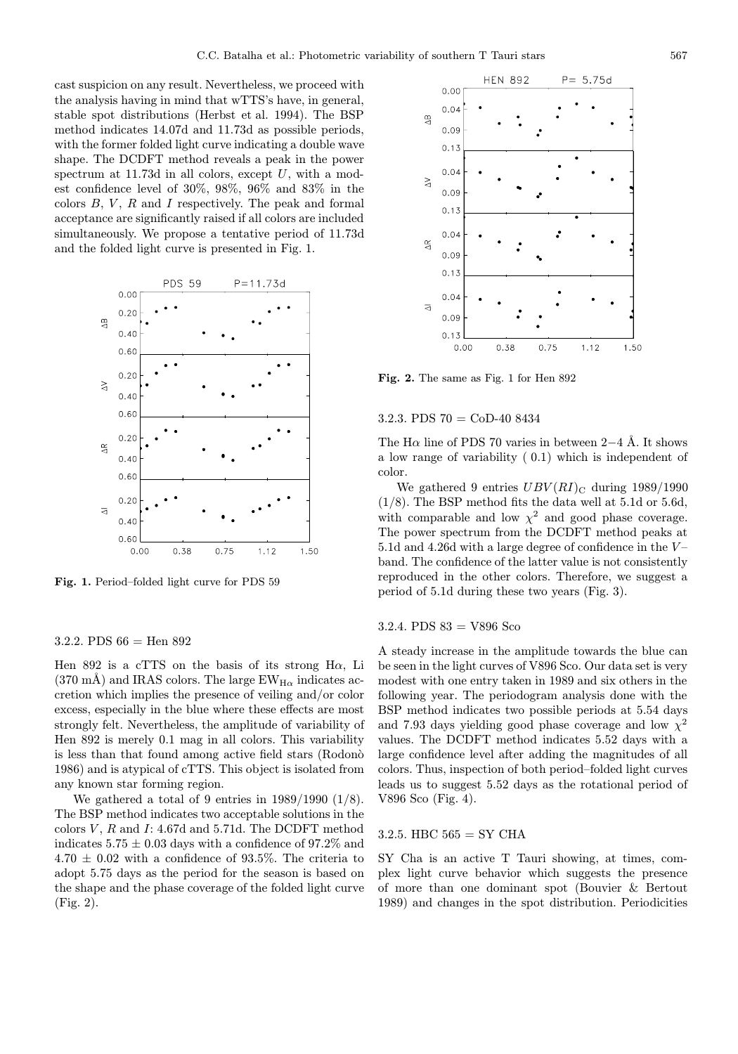cast suspicion on any result. Nevertheless, we proceed with the analysis having in mind that wTTS's have, in general, stable spot distributions (Herbst et al. 1994). The BSP method indicates 14.07d and 11.73d as possible periods, with the former folded light curve indicating a double wave shape. The DCDFT method reveals a peak in the power spectrum at 11.73d in all colors, except $U$, with a modest confidence level of 30%, 98%, 96% and 83% in the colors $B$, $V$, $R$ and $I$ respectively. The peak and formal acceptance are significantly raised if all colors are included simultaneously. We propose a tentative period of 11.73d and the folded light curve is presented in Fig. 1.

**Fig. 1.** Period–folded light curve for PDS 59

#### 3.2.2. PDS 66 = Hen 892

Hen 892 is a cTTS on the basis of its strong H$\alpha$, Li (370 mÅ) and IRAS colors. The large $EW_{H\alpha}$ indicates accretion which implies the presence of veiling and/or color excess, especially in the blue where these effects are most strongly felt. Nevertheless, the amplitude of variability of Hen 892 is merely 0.1 mag in all colors. This variability is less than that found among active field stars (Rodonò 1986) and is atypical of cTTS. This object is isolated from any known star forming region.

We gathered a total of 9 entries in 1989/1990 (1/8). The BSP method indicates two acceptable solutions in the colors $V$, $R$ and $I$: 4.67d and 5.71d. The DCDFT method indicates $5.75 \pm 0.03$ days with a confidence of 97.2% and $4.70 \pm 0.02$ with a confidence of 93.5%. The criteria to adopt 5.75 days as the period for the season is based on the shape and the phase coverage of the folded light curve (Fig. 2).

**Fig. 2.** The same as Fig. 1 for Hen 892

#### 3.2.3. PDS 70 = CoD-40 8434

The H$\alpha$ line of PDS 70 varies in between 2−4 Å. It shows a low range of variability ( 0.1) which is independent of color.

We gathered 9 entries $UBV(RI)_C$ during 1989/1990 (1/8). The BSP method fits the data well at 5.1d or 5.6d, with comparable and low $\chi^2$ and good phase coverage. The power spectrum from the DCDFT method peaks at 5.1d and 4.26d with a large degree of confidence in the $V$–band. The confidence of the latter value is not consistently reproduced in the other colors. Therefore, we suggest a period of 5.1d during these two years (Fig. 3).

#### 3.2.4. PDS 83 = V896 Sco

A steady increase in the amplitude towards the blue can be seen in the light curves of V896 Sco. Our data set is very modest with one entry taken in 1989 and six others in the following year. The periodogram analysis done with the BSP method indicates two possible periods at 5.54 days and 7.93 days yielding good phase coverage and low $\chi^2$ values. The DCDFT method indicates 5.52 days with a large confidence level after adding the magnitudes of all colors. Thus, inspection of both period–folded light curves leads us to suggest 5.52 days as the rotational period of V896 Sco (Fig. 4).

#### 3.2.5. HBC 565 = SY CHA

SY Cha is an active T Tauri showing, at times, complex light curve behavior which suggests the presence of more than one dominant spot (Bouvier & Bertout 1989) and changes in the spot distribution. Periodicities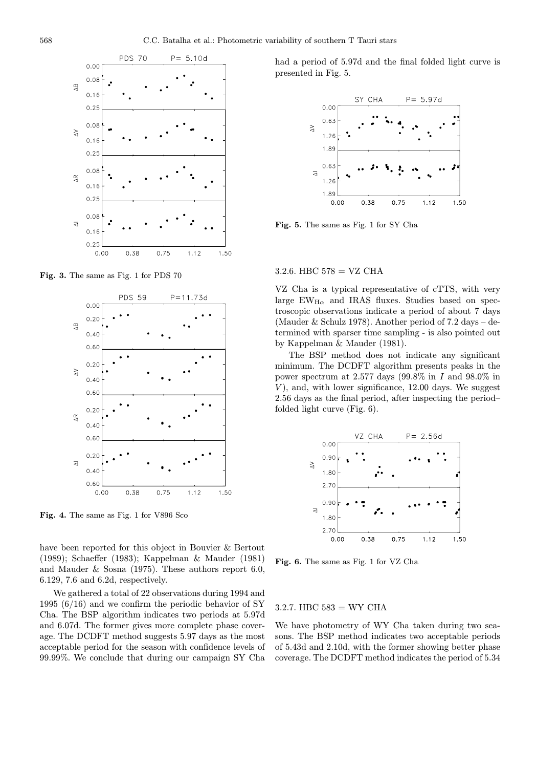**Fig. 3.** The same as Fig. 1 for PDS 70

**Fig. 4.** The same as Fig. 1 for V896 Sco

have been reported for this object in Bouvier & Bertout (1989); Schaeffer (1983); Kappelman & Mauder (1981) and Mauder & Sosna (1975). These authors report 6.0, 6.129, 7.6 and 6.2d, respectively.

We gathered a total of 22 observations during 1994 and 1995 (6/16) and we confirm the periodic behavior of SY Cha. The BSP algorithm indicates two periods at 5.97d and 6.07d. The former gives more complete phase coverage. The DCDFT method suggests 5.97 days as the most acceptable period for the season with confidence levels of 99.99%. We conclude that during our campaign SY Cha had a period of 5.97d and the final folded light curve is presented in Fig. 5.

**Fig. 5.** The same as Fig. 1 for SY Cha

### 3.2.6. HBC 578 = VZ CHA

VZ Cha is a typical representative of cTTS, with very large $EW_{H\alpha}$ and IRAS fluxes. Studies based on spectroscopic observations indicate a period of about 7 days (Mauder & Schulz 1978). Another period of 7.2 days – determined with sparser time sampling - is also pointed out by Kappelman & Mauder (1981).

The BSP method does not indicate any significant minimum. The DCDFT algorithm presents peaks in the power spectrum at 2.577 days (99.8% in $I$ and 98.0% in $V$), and, with lower significance, 12.00 days. We suggest 2.56 days as the final period, after inspecting the period–folded light curve (Fig. 6).

**Fig. 6.** The same as Fig. 1 for VZ Cha

### 3.2.7. HBC 583 = WY CHA

We have photometry of WY Cha taken during two seasons. The BSP method indicates two acceptable periods of 5.43d and 2.10d, with the former showing better phase coverage. The DCDFT method indicates the period of 5.34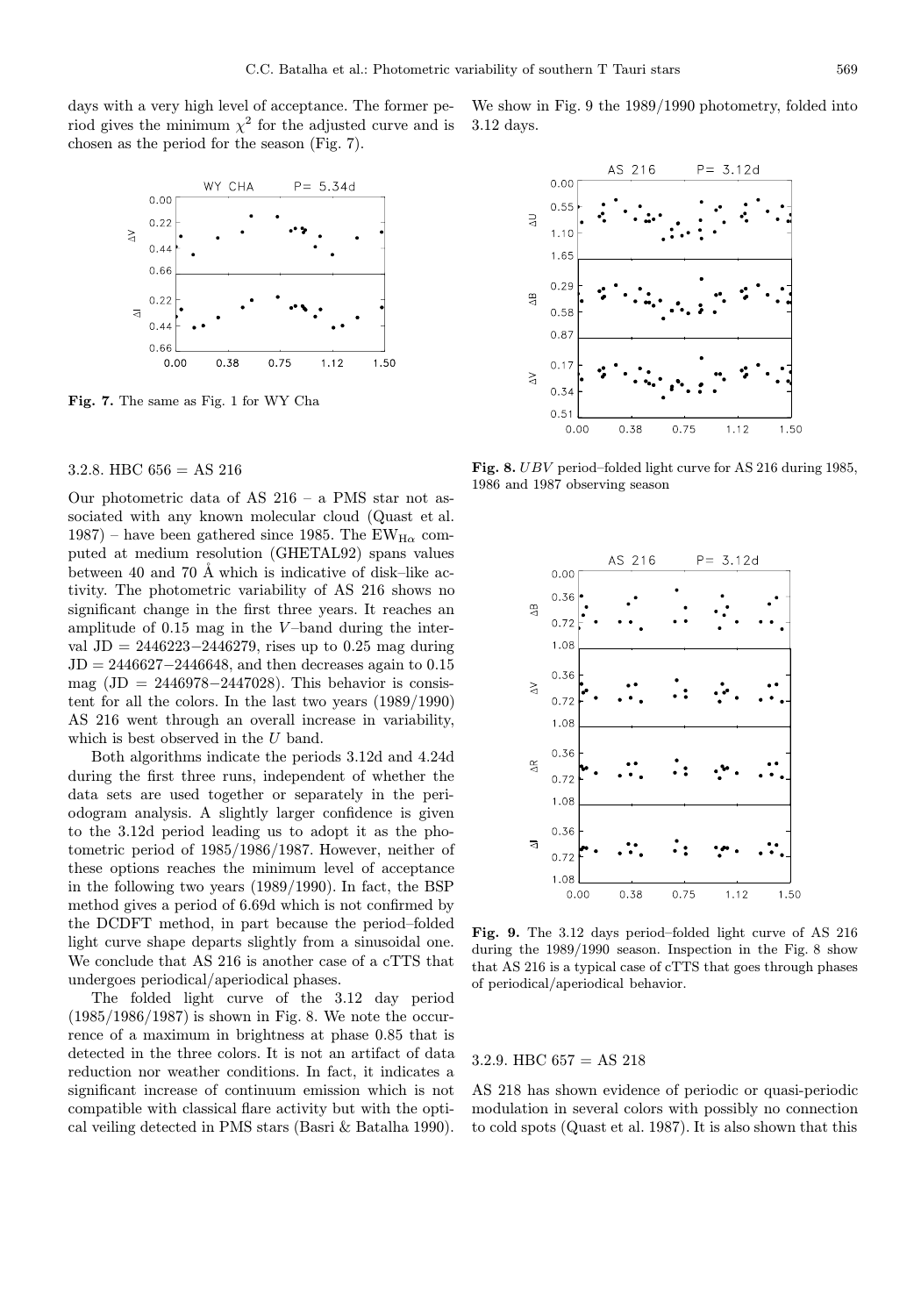days with a very high level of acceptance. The former period gives the minimum $\chi^2$ for the adjusted curve and is chosen as the period for the season (Fig. 7).

**Fig. 7.** The same as Fig. 1 for WY Cha

#### 3.2.8. HBC 656 = AS 216

Our photometric data of AS 216 – a PMS star not associated with any known molecular cloud (Quast et al. 1987) – have been gathered since 1985. The $EW_{H\alpha}$ computed at medium resolution (GHETAL92) spans values between 40 and 70 Å which is indicative of disk–like activity. The photometric variability of AS 216 shows no significant change in the first three years. It reaches an amplitude of 0.15 mag in the $V$–band during the interval JD = 2446223−2446279, rises up to 0.25 mag during JD = 2446627−2446648, and then decreases again to 0.15 mag (JD = 2446978−2447028). This behavior is consistent for all the colors. In the last two years (1989/1990) AS 216 went through an overall increase in variability, which is best observed in the $U$ band.

Both algorithms indicate the periods 3.12d and 4.24d during the first three runs, independent of whether the data sets are used together or separately in the periodogram analysis. A slightly larger confidence is given to the 3.12d period leading us to adopt it as the photometric period of 1985/1986/1987. However, neither of these options reaches the minimum level of acceptance in the following two years (1989/1990). In fact, the BSP method gives a period of 6.69d which is not confirmed by the DCDFT method, in part because the period–folded light curve shape departs slightly from a sinusoidal one. We conclude that AS 216 is another case of a cTTS that undergoes periodical/aperiodical phases.

The folded light curve of the 3.12 day period (1985/1986/1987) is shown in Fig. 8. We note the occurrence of a maximum in brightness at phase 0.85 that is detected in the three colors. It is not an artifact of data reduction nor weather conditions. In fact, it indicates a significant increase of continuum emission which is not compatible with classical flare activity but with the optical veiling detected in PMS stars (Basri & Batalha 1990).

We show in Fig. 9 the 1989/1990 photometry, folded into 3.12 days.

**Fig. 8.** $UBV$ period–folded light curve for AS 216 during 1985, 1986 and 1987 observing season

**Fig. 9.** The 3.12 days period–folded light curve of AS 216 during the 1989/1990 season. Inspection in the Fig. 8 show that AS 216 is a typical case of cTTS that goes through phases of periodical/aperiodical behavior.

#### 3.2.9. HBC 657 = AS 218

AS 218 has shown evidence of periodic or quasi-periodic modulation in several colors with possibly no connection to cold spots (Quast et al. 1987). It is also shown that this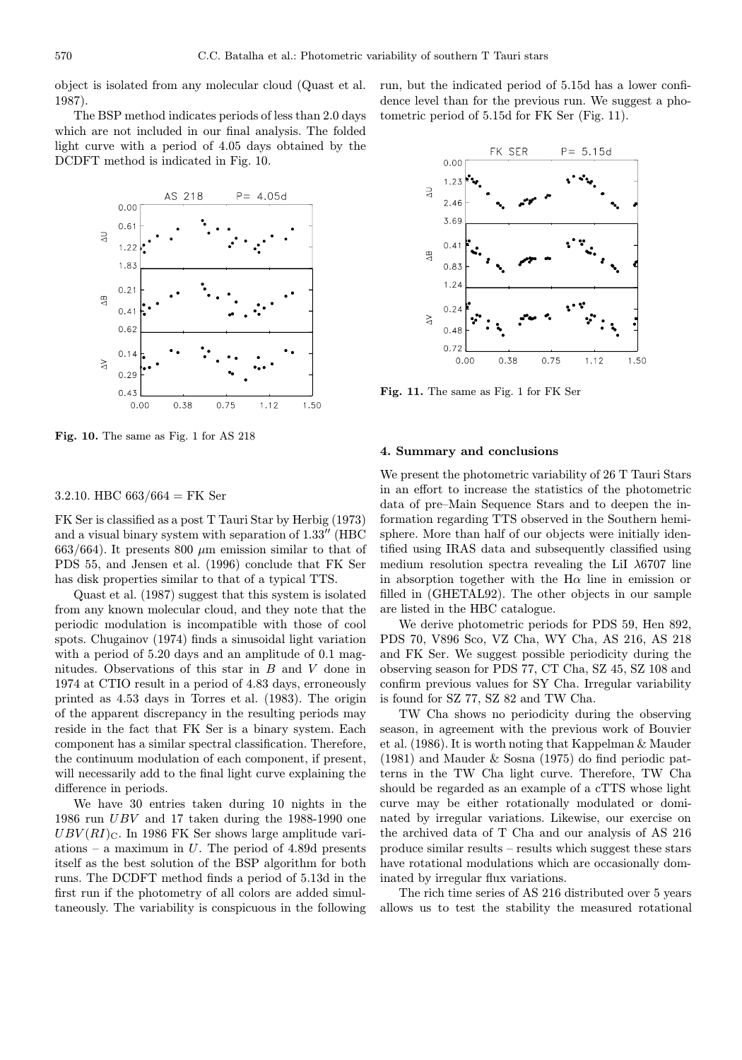object is isolated from any molecular cloud (Quast et al. 1987).

The BSP method indicates periods of less than 2.0 days which are not included in our final analysis. The folded light curve with a period of 4.05 days obtained by the DCDFT method is indicated in Fig. 10.

**Fig. 10.** The same as Fig. 1 for AS 218

#### 3.2.10. HBC 663/664 = FK Ser

FK Ser is classified as a post T Tauri Star by Herbig (1973) and a visual binary system with separation of 1.33″ (HBC 663/664). It presents 800 $\mu$m emission similar to that of PDS 55, and Jensen et al. (1996) conclude that FK Ser has disk properties similar to that of a typical TTS.

Quast et al. (1987) suggest that this system is isolated from any known molecular cloud, and they note that the periodic modulation is incompatible with those of cool spots. Chugainov (1974) finds a sinusoidal light variation with a period of 5.20 days and an amplitude of 0.1 magnitudes. Observations of this star in $B$ and $V$ done in 1974 at CTIO result in a period of 4.83 days, erroneously printed as 4.53 days in Torres et al. (1983). The origin of the apparent discrepancy in the resulting periods may reside in the fact that FK Ser is a binary system. Each component has a similar spectral classification. Therefore, the continuum modulation of each component, if present, will necessarily add to the final light curve explaining the difference in periods.

We have 30 entries taken during 10 nights in the 1986 run $UBV$ and 17 taken during the 1988-1990 one $UBV(RI)_{\rm C}$. In 1986 FK Ser shows large amplitude variations – a maximum in $U$. The period of 4.89d presents itself as the best solution of the BSP algorithm for both runs. The DCDFT method finds a period of 5.13d in the first run if the photometry of all colors are added simultaneously. The variability is conspicuous in the following run, but the indicated period of 5.15d has a lower confidence level than for the previous run. We suggest a photometric period of 5.15d for FK Ser (Fig. 11).

**Fig. 11.** The same as Fig. 1 for FK Ser

## 4. Summary and conclusions

We present the photometric variability of 26 T Tauri Stars in an effort to increase the statistics of the photometric data of pre–Main Sequence Stars and to deepen the information regarding TTS observed in the Southern hemisphere. More than half of our objects were initially identified using IRAS data and subsequently classified using medium resolution spectra revealing the LiI $\lambda$6707 line in absorption together with the H$\alpha$ line in emission or filled in (GHETAL92). The other objects in our sample are listed in the HBC catalogue.

We derive photometric periods for PDS 59, Hen 892, PDS 70, V896 Sco, VZ Cha, WY Cha, AS 216, AS 218 and FK Ser. We suggest possible periodicity during the observing season for PDS 77, CT Cha, SZ 45, SZ 108 and confirm previous values for SY Cha. Irregular variability is found for SZ 77, SZ 82 and TW Cha.

TW Cha shows no periodicity during the observing season, in agreement with the previous work of Bouvier et al. (1986). It is worth noting that Kappelman & Mauder (1981) and Mauder & Sosna (1975) do find periodic patterns in the TW Cha light curve. Therefore, TW Cha should be regarded as an example of a cTTS whose light curve may be either rotationally modulated or dominated by irregular variations. Likewise, our exercise on the archived data of T Cha and our analysis of AS 216 produce similar results – results which suggest these stars have rotational modulations which are occasionally dominated by irregular flux variations.

The rich time series of AS 216 distributed over 5 years allows us to test the stability the measured rotational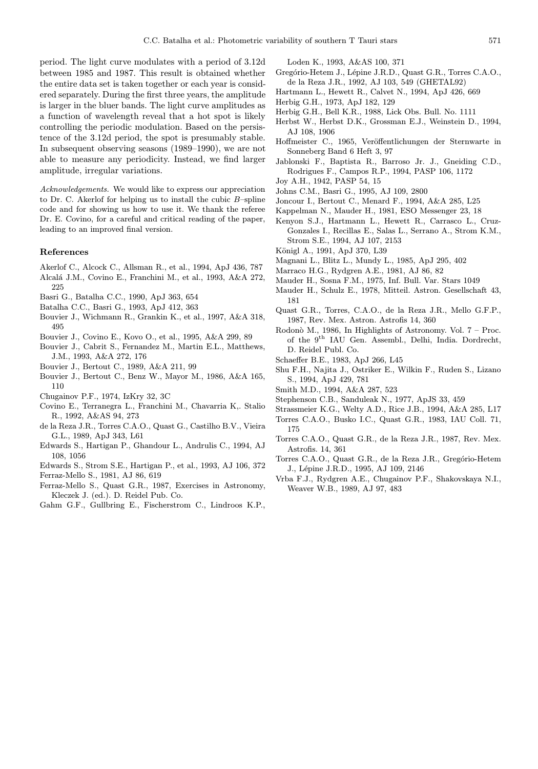period. The light curve modulates with a period of 3.12d between 1985 and 1987. This result is obtained whether the entire data set is taken together or each year is considered separately. During the first three years, the amplitude is larger in the bluer bands. The light curve amplitudes as a function of wavelength reveal that a hot spot is likely controlling the periodic modulation. Based on the persistence of the 3.12d period, the spot is presumably stable. In subsequent observing seasons (1989–1990), we are not able to measure any periodicity. Instead, we find larger amplitude, irregular variations.

*Acknowledgements.* We would like to express our appreciation to Dr. C. Akerlof for helping us to install the cubic *B*–spline code and for showing us how to use it. We thank the referee Dr. E. Covino, for a careful and critical reading of the paper, leading to an improved final version.

## References

Akerlof C., Alcock C., Allsman R., et al., 1994, ApJ 436, 787
Alcalá J.M., Covino E., Franchini M., et al., 1993, A&A 272, 225
Basri G., Batalha C.C., 1990, ApJ 363, 654
Batalha C.C., Basri G., 1993, ApJ 412, 363
Bouvier J., Wichmann R., Grankin K., et al., 1997, A&A 318, 495
Bouvier J., Covino E., Kovo O., et al., 1995, A&A 299, 89
Bouvier J., Cabrit S., Fernandez M., Martin E.L., Matthews, J.M., 1993, A&A 272, 176
Bouvier J., Bertout C., 1989, A&A 211, 99
Bouvier J., Bertout C., Benz W., Mayor M., 1986, A&A 165, 110
Chugainov P.F., 1974, IzKry 32, 3C
Covino E., Terranegra L., Franchini M., Chavarria K,. Stalio R., 1992, A&AS 94, 273
de la Reza J.R., Torres C.A.O., Quast G., Castilho B.V., Vieira G.L., 1989, ApJ 343, L61
Edwards S., Hartigan P., Ghandour L., Andrulis C., 1994, AJ 108, 1056
Edwards S., Strom S.E., Hartigan P., et al., 1993, AJ 106, 372
Ferraz-Mello S., 1981, AJ 86, 619
Ferraz-Mello S., Quast G.R., 1987, Exercises in Astronomy, Kleczek J. (ed.). D. Reidel Pub. Co.
Gahm G.F., Gullbring E., Fischerstrom C., Lindroos K.P., Loden K., 1993, A&AS 100, 371
Gregório-Hetem J., Lépine J.R.D., Quast G.R., Torres C.A.O., de la Reza J.R., 1992, AJ 103, 549 (GHETAL92)
Hartmann L., Hewett R., Calvet N., 1994, ApJ 426, 669
Herbig G.H., 1973, ApJ 182, 129
Herbig G.H., Bell K.R., 1988, Lick Obs. Bull. No. 1111
Herbst W., Herbst D.K., Grossman E.J., Weinstein D., 1994, AJ 108, 1906
Hoffmeister C., 1965, Veröffentlichungen der Sternwarte in Sonneberg Band 6 Heft 3, 97
Jablonski F., Baptista R., Barroso Jr. J., Gneiding C.D., Rodrigues F., Campos R.P., 1994, PASP 106, 1172
Joy A.H., 1942, PASP 54, 15
Johns C.M., Basri G., 1995, AJ 109, 2800
Joncour I., Bertout C., Menard F., 1994, A&A 285, L25
Kappelman N., Mauder H., 1981, ESO Messenger 23, 18
Kenyon S.J., Hartmann L., Hewett R., Carrasco L., Cruz-Gonzales I., Recillas E., Salas L., Serrano A., Strom K.M., Strom S.E., 1994, AJ 107, 2153
Königl A., 1991, ApJ 370, L39
Magnani L., Blitz L., Mundy L., 1985, ApJ 295, 402
Marraco H.G., Rydgren A.E., 1981, AJ 86, 82
Mauder H., Sosna F.M., 1975, Inf. Bull. Var. Stars 1049
Mauder H., Schulz E., 1978, Mitteil. Astron. Gesellschaft 43, 181
Quast G.R., Torres, C.A.O., de la Reza J.R., Mello G.F.P., 1987, Rev. Mex. Astron. Astrofis 14, 360
Rodonò M., 1986, In Highlights of Astronomy. Vol. 7 – Proc. of the 9th IAU Gen. Assembl., Delhi, India. Dordrecht, D. Reidel Publ. Co.
Schaeffer B.E., 1983, ApJ 266, L45
Shu F.H., Najita J., Ostriker E., Wilkin F., Ruden S., Lizano S., 1994, ApJ 429, 781
Smith M.D., 1994, A&A 287, 523
Stephenson C.B., Sanduleak N., 1977, ApJS 33, 459
Strassmeier K.G., Welty A.D., Rice J.B., 1994, A&A 285, L17
Torres C.A.O., Busko I.C., Quast G.R., 1983, IAU Coll. 71, 175
Torres C.A.O., Quast G.R., de la Reza J.R., 1987, Rev. Mex. Astrofis. 14, 361
Torres C.A.O., Quast G.R., de la Reza J.R., Gregório-Hetem J., Lépine J.R.D., 1995, AJ 109, 2146
Vrba F.J., Rydgren A.E., Chugainov P.F., Shakovskaya N.I., Weaver W.B., 1989, AJ 97, 483